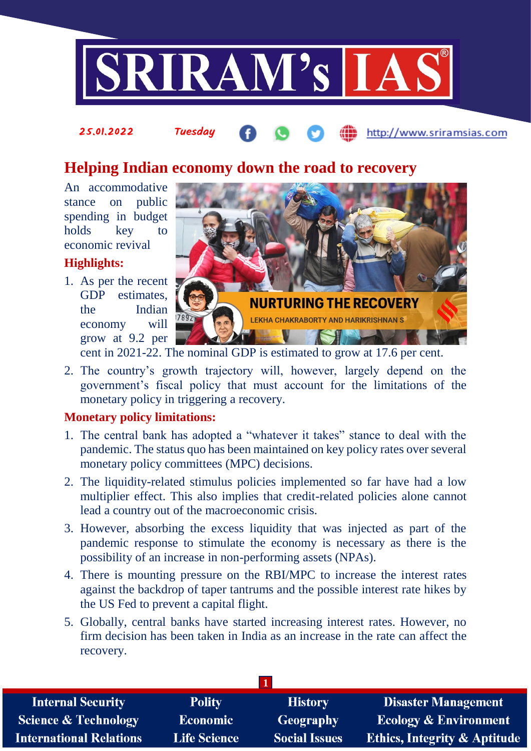25.01.2022 Tuesday http://www.sriramsias.com

# Helping Indian economy down the road to recovery

An accommodative stance on public spending in budget holds key to economic revival

## Highlights:

1. As per the recent GDP estimates, the Indian economy will grow at 9.2 per cent in 2021-22. The nominal GDP is estimated to grow at 17.6 per cent.
2. The country's growth trajectory will, however, largely depend on the government's fiscal policy that must account for the limitations of the monetary policy in triggering a recovery.

## Monetary policy limitations:

1. The central bank has adopted a "whatever it takes" stance to deal with the pandemic. The status quo has been maintained on key policy rates over several monetary policy committees (MPC) decisions.
2. The liquidity-related stimulus policies implemented so far have had a low multiplier effect. This also implies that credit-related policies alone cannot lead a country out of the macroeconomic crisis.
3. However, absorbing the excess liquidity that was injected as part of the pandemic response to stimulate the economy is necessary as there is the possibility of an increase in non-performing assets (NPAs).
4. There is mounting pressure on the RBI/MPC to increase the interest rates against the backdrop of taper tantrums and the possible interest rate hikes by the US Fed to prevent a capital flight.
5. Globally, central banks have started increasing interest rates. However, no firm decision has been taken in India as an increase in the rate can affect the recovery.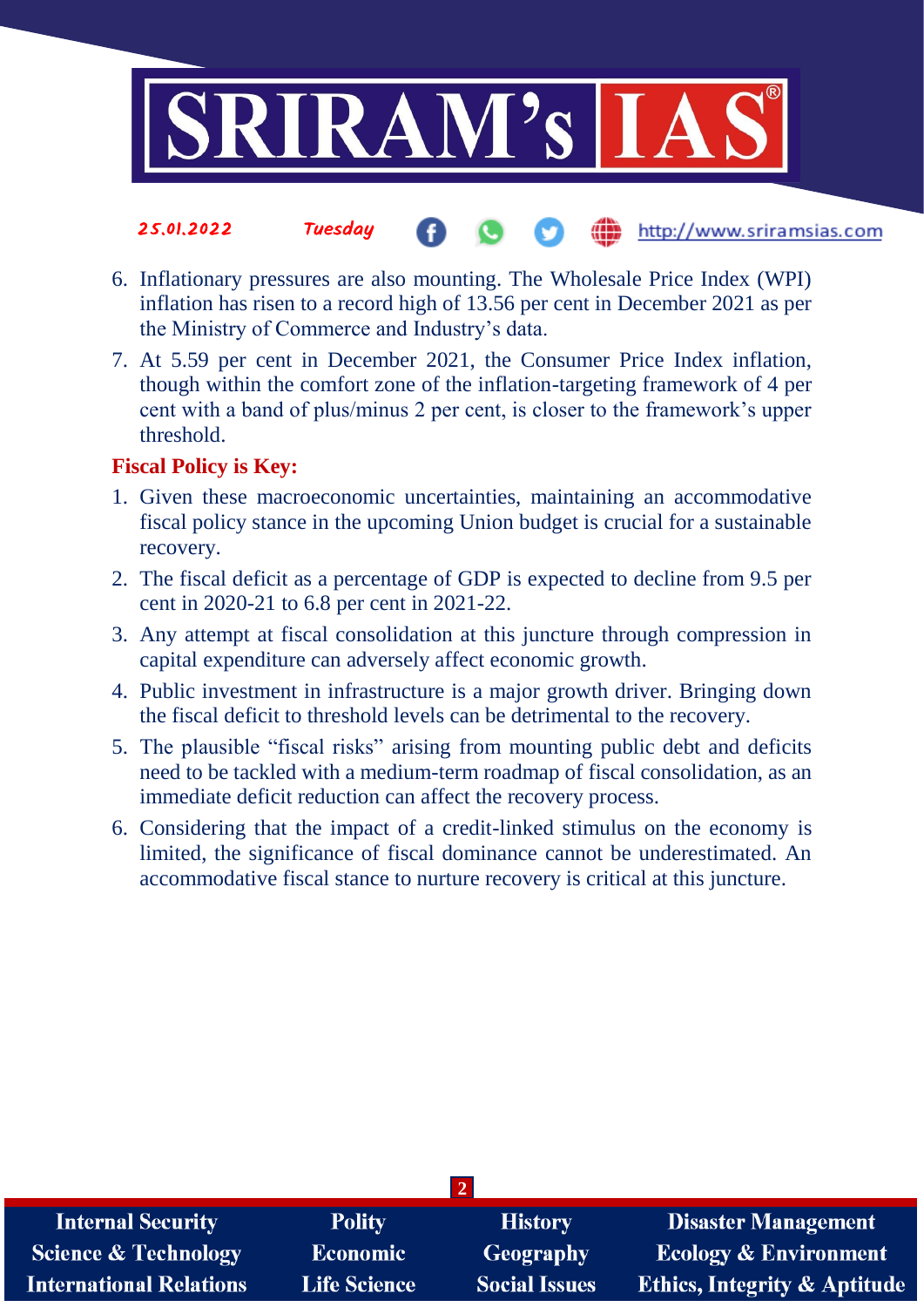6. Inflationary pressures are also mounting. The Wholesale Price Index (WPI) inflation has risen to a record high of 13.56 per cent in December 2021 as per the Ministry of Commerce and Industry's data.
7. At 5.59 per cent in December 2021, the Consumer Price Index inflation, though within the comfort zone of the inflation-targeting framework of 4 per cent with a band of plus/minus 2 per cent, is closer to the framework's upper threshold.

**Fiscal Policy is Key:**

1. Given these macroeconomic uncertainties, maintaining an accommodative fiscal policy stance in the upcoming Union budget is crucial for a sustainable recovery.
2. The fiscal deficit as a percentage of GDP is expected to decline from 9.5 per cent in 2020-21 to 6.8 per cent in 2021-22.
3. Any attempt at fiscal consolidation at this juncture through compression in capital expenditure can adversely affect economic growth.
4. Public investment in infrastructure is a major growth driver. Bringing down the fiscal deficit to threshold levels can be detrimental to the recovery.
5. The plausible "fiscal risks" arising from mounting public debt and deficits need to be tackled with a medium-term roadmap of fiscal consolidation, as an immediate deficit reduction can affect the recovery process.
6. Considering that the impact of a credit-linked stimulus on the economy is limited, the significance of fiscal dominance cannot be underestimated. An accommodative fiscal stance to nurture recovery is critical at this juncture.